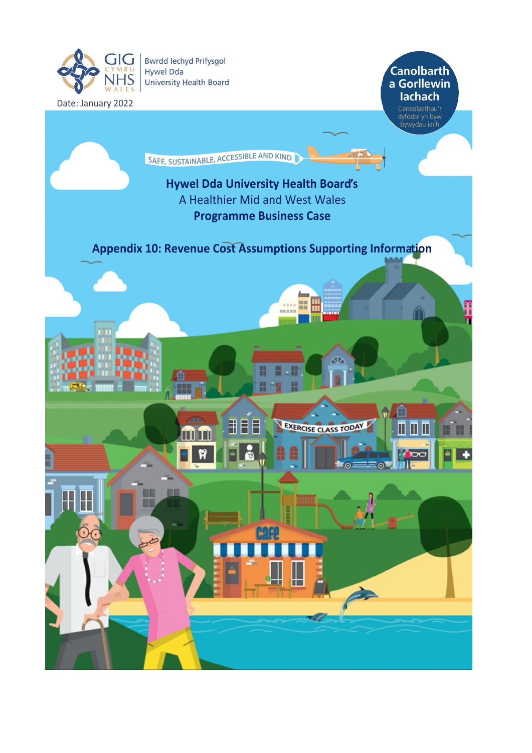Bwrdd Iechyd Prifysgol Hywel Dda University Health Board

Date: January 2022

Canolbarth a Gorllewin Iachach

Cenedlaethau'r dyfodol yn byw bywydau iach

SAFE, SUSTAINABLE, ACCESSIBLE AND KIND

# Hywel Dda University Health Board's

A Healthier Mid and West Wales

**Programme Business Case**

## Appendix 10: Revenue Cost Assumptions Supporting Information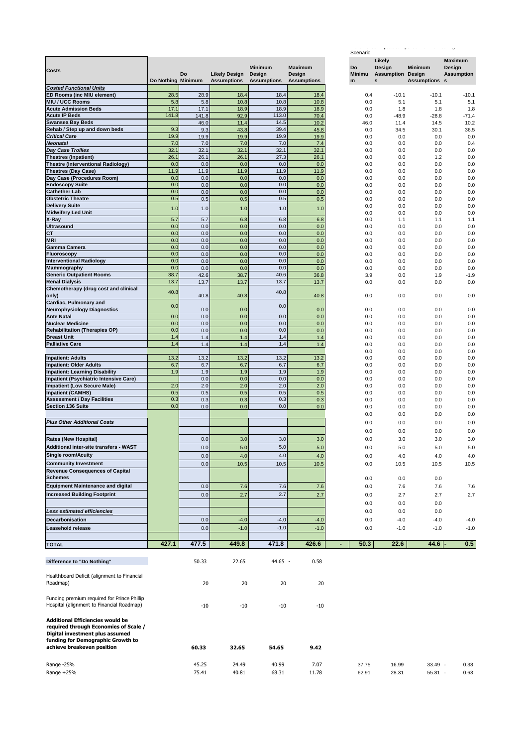| Costs | Do Nothing | Do Minimum | Likely Design Assumptions | Minimum Design Assumptions | Maximum Design Assumptions | | Do Minimum | Likely Design Assumptions | Minimum Design Assumptions | Maximum Design Assumption |
|---|---|---|---|---|---|---|---|---|---|---|
| | | | | | | Scenario | | | | |
| ***Costed Functional Units*** | | | | | | | | | | |
| **ED Rooms (inc MIU element)** | 28.5 | 28.9 | 18.4 | 18.4 | 18.4 | | 0.4 | -10.1 | -10.1 | -10.1 |
| **MIU / UCC Rooms** | 5.8 | 5.8 | 10.8 | 10.8 | 10.8 | | 0.0 | 5.1 | 5.1 | 5.1 |
| **Acute Admission Beds** | 17.1 | 17.1 | 18.9 | 18.9 | 18.9 | | 0.0 | 1.8 | 1.8 | 1.8 |
| **Acute IP Beds** | 141.8 | 141.8 | 92.9 | 113.0 | 70.4 | | 0.0 | -48.9 | -28.8 | -71.4 |
| **Swansea Bay Beds** | | 46.0 | 11.4 | 14.5 | 10.2 | | 46.0 | 11.4 | 14.5 | 10.2 |
| **Rehab / Step up and down beds** | 9.3 | 9.3 | 43.8 | 39.4 | 45.8 | | 0.0 | 34.5 | 30.1 | 36.5 |
| ***Critical Care*** | 19.9 | 19.9 | 19.9 | 19.9 | 19.9 | | 0.0 | 0.0 | 0.0 | 0.0 |
| ***Neonatal*** | 7.0 | 7.0 | 7.0 | 7.0 | 7.4 | | 0.0 | 0.0 | 0.0 | 0.4 |
| ***Day Case Trollies*** | 32.1 | 32.1 | 32.1 | 32.1 | 32.1 | | 0.0 | 0.0 | 0.0 | 0.0 |
| **Theatres (Inpatient)** | 26.1 | 26.1 | 26.1 | 27.3 | 26.1 | | 0.0 | 0.0 | 1.2 | 0.0 |
| **Theatre (Interventional Radiology)** | 0.0 | 0.0 | 0.0 | 0.0 | 0.0 | | 0.0 | 0.0 | 0.0 | 0.0 |
| **Theatres (Day Case)** | 11.9 | 11.9 | 11.9 | 11.9 | 11.9 | | 0.0 | 0.0 | 0.0 | 0.0 |
| **Day Case (Procedures Room)** | 0.0 | 0.0 | 0.0 | 0.0 | 0.0 | | 0.0 | 0.0 | 0.0 | 0.0 |
| **Endoscopy Suite** | 0.0 | 0.0 | 0.0 | 0.0 | 0.0 | | 0.0 | 0.0 | 0.0 | 0.0 |
| **Cathether Lab** | 0.0 | 0.0 | 0.0 | 0.0 | 0.0 | | 0.0 | 0.0 | 0.0 | 0.0 |
| **Obstetric Theatre** | 0.5 | 0.5 | 0.5 | 0.5 | 0.5 | | 0.0 | 0.0 | 0.0 | 0.0 |
| **Delivery Suite** | 1.0 | 1.0 | 1.0 | 1.0 | 1.0 | | 0.0 | 0.0 | 0.0 | 0.0 |
| **Midwifery Led Unit** | | | | | | | 0.0 | 0.0 | 0.0 | 0.0 |
| **X-Ray** | 5.7 | 5.7 | 6.8 | 6.8 | 6.8 | | 0.0 | 1.1 | 1.1 | 1.1 |
| **Ultrasound** | 0.0 | 0.0 | 0.0 | 0.0 | 0.0 | | 0.0 | 0.0 | 0.0 | 0.0 |
| **CT** | 0.0 | 0.0 | 0.0 | 0.0 | 0.0 | | 0.0 | 0.0 | 0.0 | 0.0 |
| **MRI** | 0.0 | 0.0 | 0.0 | 0.0 | 0.0 | | 0.0 | 0.0 | 0.0 | 0.0 |
| **Gamma Camera** | 0.0 | 0.0 | 0.0 | 0.0 | 0.0 | | 0.0 | 0.0 | 0.0 | 0.0 |
| **Fluoroscopy** | 0.0 | 0.0 | 0.0 | 0.0 | 0.0 | | 0.0 | 0.0 | 0.0 | 0.0 |
| **Interventional Radiology** | 0.0 | 0.0 | 0.0 | 0.0 | 0.0 | | 0.0 | 0.0 | 0.0 | 0.0 |
| **Mammography** | 0.0 | 0.0 | 0.0 | 0.0 | 0.0 | | 0.0 | 0.0 | 0.0 | 0.0 |
| **Generic Outpatient Rooms** | 38.7 | 42.6 | 38.7 | 40.6 | 36.8 | | 3.9 | 0.0 | 1.9 | -1.9 |
| **Renal Dialysis** | 13.7 | 13.7 | 13.7 | 13.7 | 13.7 | | 0.0 | 0.0 | 0.0 | 0.0 |
| **Chemotherapy (drug cost and clinical only)** | 40.8 | 40.8 | 40.8 | 40.8 | 40.8 | | 0.0 | 0.0 | 0.0 | 0.0 |
| **Cardiac, Pulmonary and Neurophysiology Diagnostics** | 0.0 | 0.0 | 0.0 | 0.0 | 0.0 | | 0.0 | 0.0 | 0.0 | 0.0 |
| **Ante Natal** | 0.0 | 0.0 | 0.0 | 0.0 | 0.0 | | 0.0 | 0.0 | 0.0 | 0.0 |
| **Nuclear Medicine** | 0.0 | 0.0 | 0.0 | 0.0 | 0.0 | | 0.0 | 0.0 | 0.0 | 0.0 |
| **Rehabilitation (Therapies OP)** | 0.0 | 0.0 | 0.0 | 0.0 | 0.0 | | 0.0 | 0.0 | 0.0 | 0.0 |
| **Breast Unit** | 1.4 | 1.4 | 1.4 | 1.4 | 1.4 | | 0.0 | 0.0 | 0.0 | 0.0 |
| **Palliative Care** | 1.4 | 1.4 | 1.4 | 1.4 | 1.4 | | 0.0 | 0.0 | 0.0 | 0.0 |
| | | | | | | | 0.0 | 0.0 | 0.0 | 0.0 |
| **Inpatient: Adults** | 13.2 | 13.2 | 13.2 | 13.2 | 13.2 | | 0.0 | 0.0 | 0.0 | 0.0 |
| **Inpatient: Older Adults** | 6.7 | 6.7 | 6.7 | 6.7 | 6.7 | | 0.0 | 0.0 | 0.0 | 0.0 |
| **Inpatient: Learning Disability** | 1.9 | 1.9 | 1.9 | 1.9 | 1.9 | | 0.0 | 0.0 | 0.0 | 0.0 |
| **Inpatient (Psychiatric Intensive Care)** | | 0.0 | 0.0 | 0.0 | 0.0 | | 0.0 | 0.0 | 0.0 | 0.0 |
| **Impatient (Low Secure Male)** | 2.0 | 2.0 | 2.0 | 2.0 | 2.0 | | 0.0 | 0.0 | 0.0 | 0.0 |
| **Inpatient (CAMHS)** | 0.5 | 0.5 | 0.5 | 0.5 | 0.5 | | 0.0 | 0.0 | 0.0 | 0.0 |
| **Assessment / Day Facilities** | 0.3 | 0.3 | 0.3 | 0.3 | 0.3 | | 0.0 | 0.0 | 0.0 | 0.0 |
| **Section 136 Suite** | 0.0 | 0.0 | 0.0 | 0.0 | 0.0 | | 0.0 | 0.0 | 0.0 | 0.0 |
| | | | | | | | 0.0 | 0.0 | 0.0 | 0.0 |
| ***Plus Other Additional Costs*** | | | | | | | 0.0 | 0.0 | 0.0 | 0.0 |
| | | | | | | | 0.0 | 0.0 | 0.0 | 0.0 |
| **Rates (New Hospital)** | | 0.0 | 3.0 | 3.0 | 3.0 | | 0.0 | 3.0 | 3.0 | 3.0 |
| **Additional inter-site transfers - WAST** | | 0.0 | 5.0 | 5.0 | 5.0 | | 0.0 | 5.0 | 5.0 | 5.0 |
| **Single room/Acuity** | | 0.0 | 4.0 | 4.0 | 4.0 | | 0.0 | 4.0 | 4.0 | 4.0 |
| **Community Investment** | | 0.0 | 10.5 | 10.5 | 10.5 | | 0.0 | 10.5 | 10.5 | 10.5 |
| **Revenue Consequences of Capital Schemes** | | | | | | | 0.0 | 0.0 | 0.0 | |
| **Equipment Maintenance and digital** | | 0.0 | 7.6 | 7.6 | 7.6 | | 0.0 | 7.6 | 7.6 | 7.6 |
| **Increased Building Footprint** | | 0.0 | 2.7 | 2.7 | 2.7 | | 0.0 | 2.7 | 2.7 | 2.7 |
| | | | | | | | 0.0 | 0.0 | 0.0 | |
| ***Less estimated efficiencies*** | | | | | | | 0.0 | 0.0 | 0.0 | |
| **Decarbonisation** | | 0.0 | -4.0 | -4.0 | -4.0 | | 0.0 | -4.0 | -4.0 | -4.0 |
| **Leasehold release** | | 0.0 | -1.0 | -1.0 | -1.0 | | 0.0 | -1.0 | -1.0 | -1.0 |
| **TOTAL** | **427.1** | **477.5** | **449.8** | **471.8** | **426.6** | - | **50.3** | **22.6** | **44.6** - | **0.5** |

| | Do Minimum | Likely Design Assumptions | Minimum Design Assumptions | Maximum Design Assumptions | Do Minimum | Likely Design Assumptions | Minimum Design Assumptions | Maximum Design Assumption |
|---|---|---|---|---|---|---|---|---|
| **Difference to "Do Nothing"** | 50.33 | 22.65 | 44.65 - | 0.58 | | | | |
| Healthboard Deficit (alignment to Financial Roadmap) | 20 | 20 | 20 | 20 | | | | |
| Funding premium required for Prince Phillip Hospital (alignment to Financial Roadmap) | -10 | -10 | -10 | -10 | | | | |
| **Additional Efficiencies would be required through Economies of Scale / Digital investment plus assumed funding for Demographic Growth to achieve breakeven position** | **60.33** | **32.65** | **54.65** | **9.42** | | | | |
| Range -25% | 45.25 | 24.49 | 40.99 | 7.07 | 37.75 | 16.99 | 33.49 - | 0.38 |
| Range +25% | 75.41 | 40.81 | 68.31 | 11.78 | 62.91 | 28.31 | 55.81 - | 0.63 |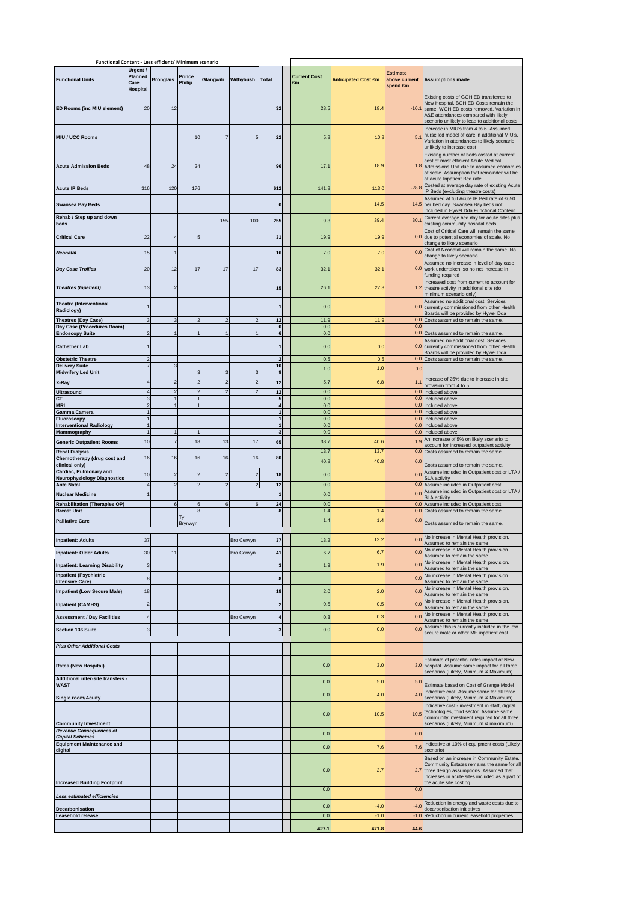| Functional Content - Less efficient/ Minimum scenario | | | | | | | | | | |
|---|---|---|---|---|---|---|---|---|---|---|
| **Functional Units** | **Urgent / Planned Care Hospital** | **Bronglais** | **Prince Philip** | **Glangwili** | **Withybush** | **Total** | **Current Cost £m** | **Anticipated Cost £m** | **Estimate above current spend £m** | **Assumptions made** |
| **ED Rooms (inc MIU element)** | 20 | 12 | | | | 32 | 28.5 | 18.4 | -10.1 | Existing costs of GGH ED transferred to New Hospital. BGH ED Costs remain the same. WGH ED costs removed. Variation in A&E attendances compared with likely scenario unlikely to lead to additional costs. |
| **MIU / UCC Rooms** | | | 10 | 7 | 5 | 22 | 5.8 | 10.8 | 5.1 | Increase in MIU's from 4 to 6. Assumed nurse led model of care in additional MIU's. Variation in attendances to likely scenario unlikely to increase cost |
| **Acute Admission Beds** | 48 | 24 | 24 | | | 96 | 17.1 | 18.9 | 1.8 | Existing number of beds costed at current cost of most efficient Acute Medical Admissions Unit due to assumed economies of scale. Assumption that remainder will be at acute Inpatient Bed rate |
| **Acute IP Beds** | 316 | 120 | 176 | | | 612 | 141.8 | 113.0 | -28.8 | Costed at average day rate of existing Acute IP Beds (excluding theatre costs) |
| **Swansea Bay Beds** | | | | | | 0 | | 14.5 | 14.5 | Assumed at full Acute IP Bed rate of £650 per bed day. Swansea Bay beds not included in Hywel Dda Functional Content |
| **Rehab / Step up and down beds** | | | | 155 | 100 | 255 | 9.3 | 39.4 | 30.1 | Current average bed day for acute sites plus existing community hospital beds |
| **Critical Care** | 22 | 4 | 5 | | | 31 | 19.9 | 19.9 | 0.0 | Cost of Critical Care will remain the same due to potential economies of scale. No change to likely scenario |
| ***Neonatal*** | 15 | 1 | | | | 16 | 7.0 | 7.0 | 0.0 | Cost of Neonatal will remain the same. No change to likely scenario |
| ***Day Case Trollies*** | 20 | 12 | 17 | 17 | 17 | 83 | 32.1 | 32.1 | 0.0 | Assumed no increase in level of day case work undertaken, so no net increase in funding required |
| ***Theatres (Inpatient)*** | 13 | 2 | | | | 15 | 26.1 | 27.3 | 1.2 | Increased cost from current to account for theatre activity in additional site (do minimum scenario only) |
| **Theatre (Interventional Radiology)** | 1 | | | | | 1 | 0.0 | | 0.0 | Assumed no additional cost. Services currently commissioned from other Health Boards will be provided by Hywel Dda |
| **Theatres (Day Case)** | 3 | 3 | 2 | 2 | 2 | 12 | 11.9 | 11.9 | 0.0 | Costs assumed to remain the same. |
| **Day Case (Procedures Room)** | | | | | | 0 | 0.0 | | 0.0 | |
| **Endoscopy Suite** | 2 | 1 | 1 | 1 | 1 | 6 | 0.0 | | 0.0 | Costs assumed to remain the same. |
| **Cathether Lab** | 1 | | | | | 1 | 0.0 | 0.0 | 0.0 | Assumed no additional cost. Services currently commissioned from other Health Boards will be provided by Hywel Dda |
| **Obstetric Theatre** | 2 | | | | | 2 | 0.5 | 0.5 | 0.0 | Costs assumed to remain the same. |
| **Delivery Suite** | 7 | 3 | | | | 10 | 1.0 | 1.0 | 0.0 | |
| **Midwifery Led Unit** | | | 3 | 3 | 3 | 9 | | | | |
| **X-Ray** | 4 | 2 | 2 | 2 | 2 | 12 | 5.7 | 6.8 | 1.1 | Increase of 25% due to increase in site provision from 4 to 5 |
| **Ultrasound** | 4 | 2 | 2 | 2 | 2 | 12 | 0.0 | | 0.0 | Included above |
| **CT** | 3 | 1 | 1 | | | 5 | 0.0 | | 0.0 | Included above |
| **MRI** | 2 | 1 | 1 | | | 4 | 0.0 | | 0.0 | Included above |
| **Gamma Camera** | 1 | | | | | 1 | 0.0 | | 0.0 | Included above |
| **Fluoroscopy** | 1 | | | | | 1 | 0.0 | | 0.0 | Included above |
| **Interventional Radiology** | 1 | | | | | 1 | 0.0 | | 0.0 | Included above |
| **Mammography** | 1 | 1 | 1 | | | 3 | 0.0 | | 0.0 | Included above |
| **Generic Outpatient Rooms** | 10 | 7 | 18 | 13 | 17 | 65 | 38.7 | 40.6 | 1.9 | An increase of 5% on likely scenario to account for increased outpatient activity |
| **Renal Dialysis** | | | | | | | 13.7 | 13.7 | 0.0 | Costs assumed to remain the same. |
| **Chemotherapy (drug cost and clinical only)** | 16 | 16 | 16 | 16 | 16 | 80 | 40.8 | 40.8 | 0.0 | Costs assumed to remain the same. |
| **Cardiac, Pulmonary and Neurophysiology Diagnostics** | 10 | 2 | 2 | 2 | 2 | 18 | 0.0 | | 0.0 | Assume included in Outpatient cost or LTA / SLA activity |
| **Ante Natal** | 4 | 2 | 2 | 2 | 2 | 12 | 0.0 | | 0.0 | Assume included in Outpatient cost |
| **Nuclear Medicine** | 1 | | | | | 1 | 0.0 | | 0.0 | Assume included in Outpatient cost or LTA / SLA activity |
| **Rehabilitation (Therapies OP)** | | 6 | 6 | 6 | 6 | 24 | 0.0 | | 0.0 | Assume included in Outpatient cost |
| **Breast Unit** | | | 8 | | | 8 | 1.4 | 1.4 | 0.0 | Costs assumed to remain the same. |
| **Palliative Care** | | | Ty Brynwyn | | | | 1.4 | 1.4 | 0.0 | Costs assumed to remain the same. |
| **Inpatient: Adults** | 37 | | | | Bro Cerwyn | 37 | 13.2 | 13.2 | 0.0 | No increase in Mental Health provision. Assumed to remain the same |
| **Inpatient: Older Adults** | 30 | 11 | | | Bro Cerwyn | 41 | 6.7 | 6.7 | 0.0 | No increase in Mental Health provision. Assumed to remain the same |
| **Inpatient: Learning Disability** | 3 | | | | | 3 | 1.9 | 1.9 | 0.0 | No increase in Mental Health provision. Assumed to remain the same |
| **Inpatient (Psychiatric Intensive Care)** | 8 | | | | | 8 | | | 0.0 | No increase in Mental Health provision. Assumed to remain the same |
| **Impatient (Low Secure Male)** | 18 | | | | | 18 | 2.0 | 2.0 | 0.0 | No increase in Mental Health provision. Assumed to remain the same |
| **Inpatient (CAMHS)** | 2 | | | | | 2 | 0.5 | 0.5 | 0.0 | No increase in Mental Health provision. Assumed to remain the same |
| **Assessment / Day Facilities** | 4 | | | | Bro Cerwyn | 4 | 0.3 | 0.3 | 0.0 | No increase in Mental Health provision. Assumed to remain the same |
| **Section 136 Suite** | 3 | | | | | 3 | 0.0 | 0.0 | 0.0 | Assume this is currently included in the low secure male or other MH inpatient cost |
| ***Plus Other Additional Costs*** | | | | | | | | | | |
| **Rates (New Hospital)** | | | | | | | 0.0 | 3.0 | 3.0 | Estimate of potential rates impact of New hospital. Assume same impact for all three scenarios (Likely, Minimum & Maximum) |
| **Additional inter-site transfers - WAST** | | | | | | | 0.0 | 5.0 | 5.0 | Estimate based on Cost of Grange Model |
| **Single room/Acuity** | | | | | | | 0.0 | 4.0 | 4.0 | Indicative cost. Assume same for all three scenarios (Likely, Minimum & Maximum) |
| **Community Investment** | | | | | | | 0.0 | 10.5 | 10.5 | Indicative cost - investment in staff, digital technologies, third sector. Assume same community investment required for all three scenarios (Likely, Minimum & Maximum). |
| ***Revenue Consequences of Capital Schemes*** | | | | | | | 0.0 | | 0.0 | |
| **Equipment Maintenance and digital** | | | | | | | 0.0 | 7.6 | 7.6 | Indicative at 10% of equipment costs (Likely scenario) |
| **Increased Building Footprint** | | | | | | | 0.0 | 2.7 | 2.7 | Based on an increase in Community Estate. Community Estates remains the same for all three design assumptions. Assumed that increases in acute sites included as a part of the acute site costing. |
| | | | | | | | 0.0 | | 0.0 | |
| ***Less estimated efficiencies*** | | | | | | | | | | |
| **Decarbonisation** | | | | | | | 0.0 | -4.0 | -4.0 | Reduction in energy and waste costs due to decarbonisation initiatives |
| **Leasehold release** | | | | | | | 0.0 | -1.0 | -1.0 | Reduction in current leasehold properties |
| | | | | | | | **427.1** | **471.8** | **44.6** | |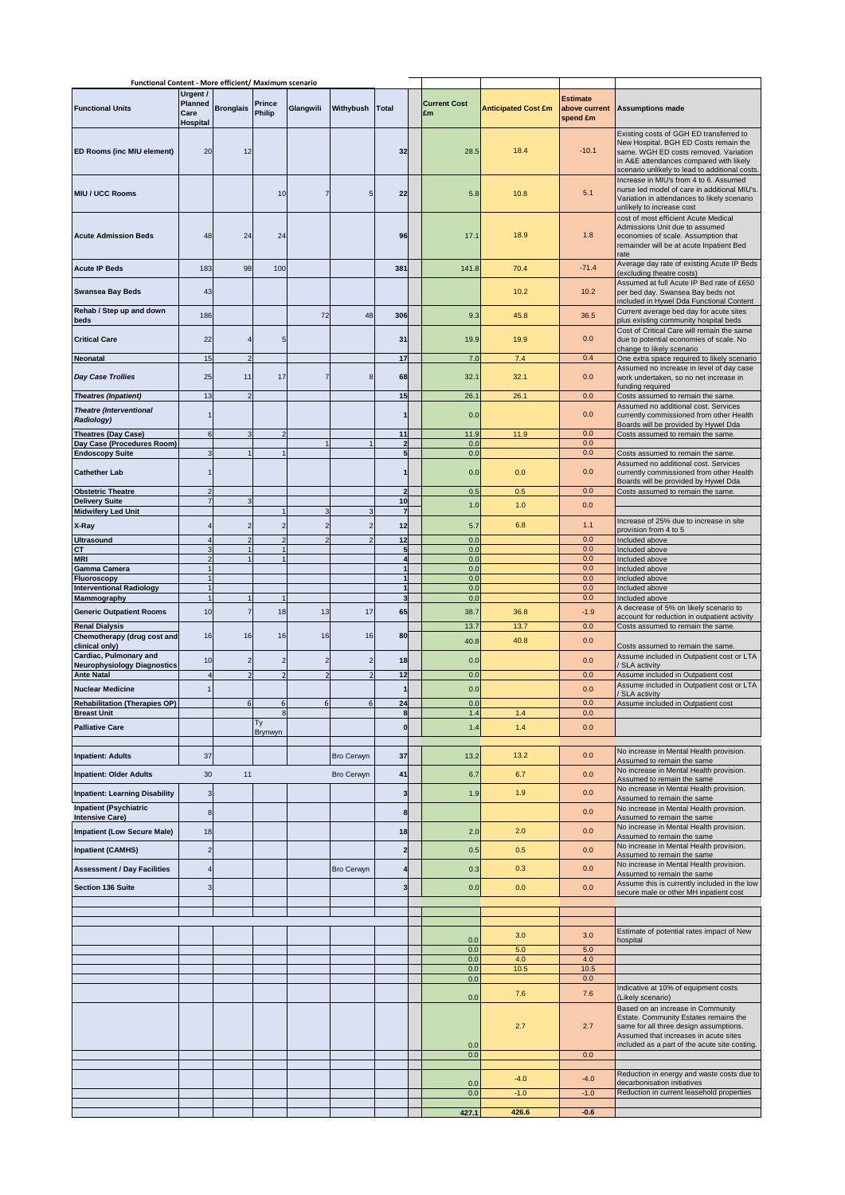**Functional Content - More efficient/ Maximum scenario**

| Functional Units | Urgent / Planned Care Hospital | Bronglais | Prince Philip | Glangwili | Withybush | Total | | Current Cost £m | Anticipated Cost £m | Estimate above current spend £m | Assumptions made |
|---|---|---|---|---|---|---|---|---|---|---|---|
| ED Rooms (inc MIU element) | 20 | 12 | | | | 32 | | 28.5 | 18.4 | -10.1 | Existing costs of GGH ED transferred to New Hospital. BGH ED Costs remain the same. WGH ED costs removed. Variation in A&E attendances compared with likely scenario unlikely to lead to additional costs. |
| MIU / UCC Rooms | | | 10 | 7 | 5 | 22 | | 5.8 | 10.8 | 5.1 | Increase in MIU's from 4 to 6. Assumed nurse led model of care in additional MIU's. Variation in attendances to likely scenario unlikely to increase cost |
| Acute Admission Beds | 48 | 24 | 24 | | | 96 | | 17.1 | 18.9 | 1.8 | cost of most efficient Acute Medical Admissions Unit due to assumed economies of scale. Assumption that remainder will be at acute Inpatient Bed rate |
| Acute IP Beds | 183 | 98 | 100 | | | 381 | | 141.8 | 70.4 | -71.4 | Average day rate of existing Acute IP Beds (excluding theatre costs) |
| Swansea Bay Beds | 43 | | | | | | | | 10.2 | 10.2 | Assumed at full Acute IP Bed rate of £650 per bed day. Swansea Bay beds not included in Hywel Dda Functional Content |
| Rehab / Step up and down beds | 186 | | | 72 | 48 | 306 | | 9.3 | 45.8 | 36.5 | Current average bed day for acute sites plus existing community hospital beds |
| Critical Care | 22 | 4 | 5 | | | 31 | | 19.9 | 19.9 | 0.0 | Cost of Critical Care will remain the same due to potential economies of scale. No change to likely scenario |
| Neonatal | 15 | 2 | | | | 17 | | 7.0 | 7.4 | 0.4 | One extra space required to likely scenario |
| *Day Case Trollies* | 25 | 11 | 17 | 7 | 8 | 68 | | 32.1 | 32.1 | 0.0 | Assumed no increase in level of day case work undertaken, so no net increase in funding required |
| *Theatres (Inpatient)* | 13 | 2 | | | | 15 | | 26.1 | 26.1 | 0.0 | Costs assumed to remain the same. |
| *Theatre (Interventional Radiology)* | 1 | | | | | 1 | | 0.0 | | 0.0 | Assumed no additional cost. Services currently commissioned from other Health Boards will be provided by Hywel Dda |
| Theatres (Day Case) | 6 | 3 | 2 | | | 11 | | 11.9 | 11.9 | 0.0 | Costs assumed to remain the same. |
| Day Case (Procedures Room) | | | | 1 | 1 | 2 | | 0.0 | | 0.0 | |
| Endoscopy Suite | 3 | 1 | 1 | | | 5 | | 0.0 | | 0.0 | Costs assumed to remain the same. |
| Cathether Lab | 1 | | | | | 1 | | 0.0 | 0.0 | 0.0 | Assumed no additional cost. Services currently commissioned from other Health Boards will be provided by Hywel Dda |
| Obstetric Theatre | 2 | | | | | 2 | | 0.5 | 0.5 | 0.0 | Costs assumed to remain the same. |
| Delivery Suite | 7 | 3 | | | | 10 | | 1.0 | 1.0 | 0.0 | |
| Midwifery Led Unit | | | 1 | 3 | 3 | 7 | | | | | |
| X-Ray | 4 | 2 | 2 | 2 | 2 | 12 | | 5.7 | 6.8 | 1.1 | Increase of 25% due to increase in site provision from 4 to 5 |
| Ultrasound | 4 | 2 | 2 | 2 | 2 | 12 | | 0.0 | | 0.0 | Included above |
| CT | 3 | 1 | 1 | | | 5 | | 0.0 | | 0.0 | Included above |
| MRI | 2 | 1 | 1 | | | 4 | | 0.0 | | 0.0 | Included above |
| Gamma Camera | 1 | | | | | 1 | | 0.0 | | 0.0 | Included above |
| Fluoroscopy | 1 | | | | | 1 | | 0.0 | | 0.0 | Included above |
| Interventional Radiology | 1 | | | | | 1 | | 0.0 | | 0.0 | Included above |
| Mammography | 1 | 1 | 1 | | | 3 | | 0.0 | | 0.0 | Included above |
| Generic Outpatient Rooms | 10 | 7 | 18 | 13 | 17 | 65 | | 38.7 | 36.8 | -1.9 | A decrease of 5% on likely scenario to account for reduction in outpatient activity |
| Renal Dialysis | | | | | | | | 13.7 | 13.7 | 0.0 | Costs assumed to remain the same. |
| Chemotherapy (drug cost and clinical only) | 16 | 16 | 16 | 16 | 16 | 80 | | 40.8 | 40.8 | 0.0 | Costs assumed to remain the same. |
| Cardiac, Pulmonary and Neurophysiology Diagnostics | 10 | 2 | 2 | 2 | 2 | 18 | | 0.0 | | 0.0 | Assume included in Outpatient cost or LTA / SLA activity |
| Ante Natal | 4 | 2 | 2 | 2 | 2 | 12 | | 0.0 | | 0.0 | Assume included in Outpatient cost |
| Nuclear Medicine | 1 | | | | | 1 | | 0.0 | | 0.0 | Assume included in Outpatient cost or LTA / SLA activity |
| Rehabilitation (Therapies OP) | | 6 | 6 | 6 | 6 | 24 | | 0.0 | | 0.0 | Assume included in Outpatient cost |
| Breast Unit | | | 8 | | | 8 | | 1.4 | 1.4 | 0.0 | |
| Palliative Care | | | Ty Brynwyn | | | 0 | | 1.4 | 1.4 | 0.0 | |
| | | | | | | | | | | | |
| Inpatient: Adults | 37 | | | | Bro Cerwyn | 37 | | 13.2 | 13.2 | 0.0 | No increase in Mental Health provision. Assumed to remain the same |
| Inpatient: Older Adults | 30 | 11 | | | Bro Cerwyn | 41 | | 6.7 | 6.7 | 0.0 | No increase in Mental Health provision. Assumed to remain the same |
| Inpatient: Learning Disability | 3 | | | | | 3 | | 1.9 | 1.9 | 0.0 | No increase in Mental Health provision. Assumed to remain the same |
| Inpatient (Psychiatric Intensive Care) | 8 | | | | | 8 | | | | 0.0 | No increase in Mental Health provision. Assumed to remain the same |
| Impatient (Low Secure Male) | 18 | | | | | 18 | | 2.0 | 2.0 | 0.0 | No increase in Mental Health provision. Assumed to remain the same |
| Inpatient (CAMHS) | 2 | | | | | 2 | | 0.5 | 0.5 | 0.0 | No increase in Mental Health provision. Assumed to remain the same |
| Assessment / Day Facilities | 4 | | | | Bro Cerwyn | 4 | | 0.3 | 0.3 | 0.0 | No increase in Mental Health provision. Assumed to remain the same |
| Section 136 Suite | 3 | | | | | 3 | | 0.0 | 0.0 | 0.0 | Assume this is currently included in the low secure male or other MH inpatient cost |
| | | | | | | | | | | | |
| | | | | | | | | 0.0 | 3.0 | 3.0 | Estimate of potential rates impact of New hospital |
| | | | | | | | | 0.0 | 5.0 | 5.0 | |
| | | | | | | | | 0.0 | 4.0 | 4.0 | |
| | | | | | | | | 0.0 | 10.5 | 10.5 | |
| | | | | | | | | 0.0 | | 0.0 | |
| | | | | | | | | 0.0 | 7.6 | 7.6 | Indicative at 10% of equipment costs (Likely scenario) |
| | | | | | | | | 0.0 | 2.7 | 2.7 | Based on an increase in Community Estate. Community Estates remains the same for all three design assumptions. Assumed that increases in acute sites included as a part of the acute site costing. |
| | | | | | | | | 0.0 | | 0.0 | |
| | | | | | | | | 0.0 | -4.0 | -4.0 | Reduction in energy and waste costs due to decarbonisation initiatives |
| | | | | | | | | 0.0 | -1.0 | -1.0 | Reduction in current leasehold properties |
| | | | | | | | | 427.1 | 426.6 | -0.6 | |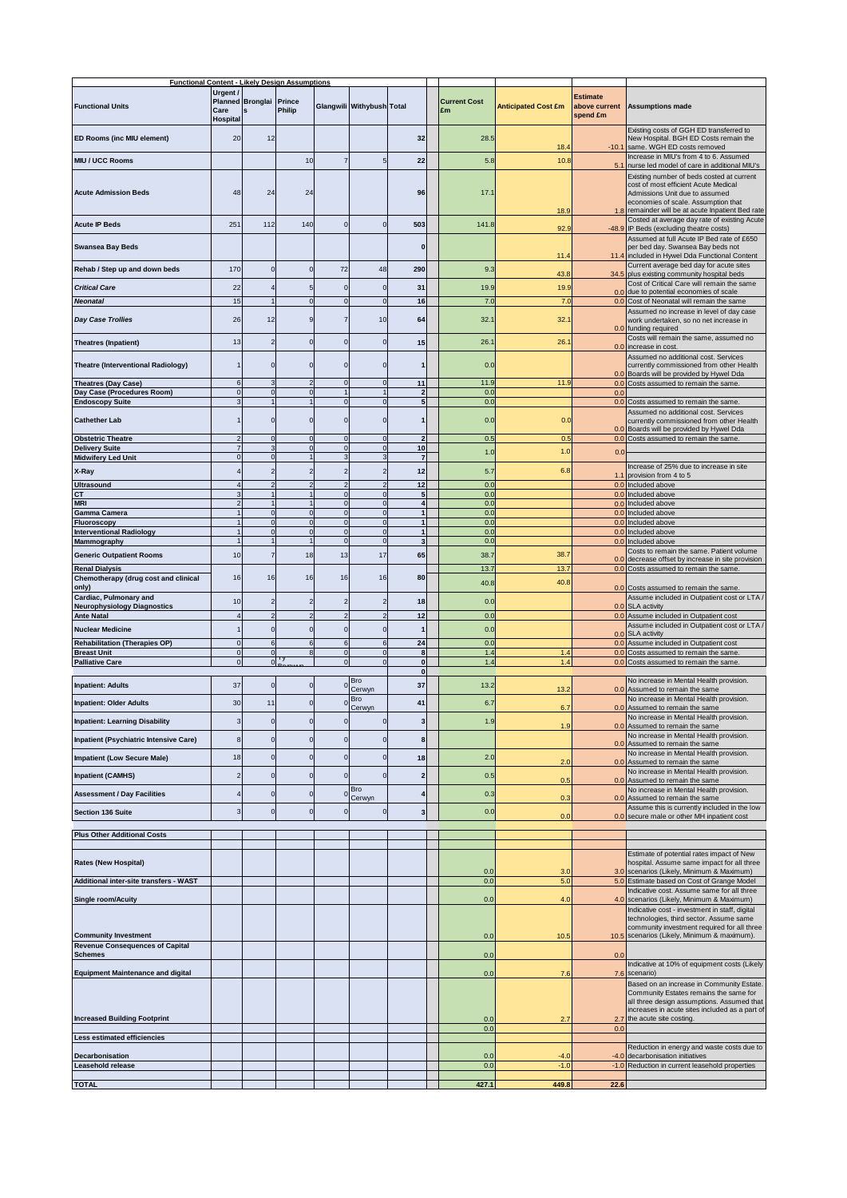| Functional Units | Urgent / Planned Care Hospital | Bronglais | Prince Philip | Glangwili | Withybush | Total | Current Cost £m | Anticipated Cost £m | Estimate above current spend £m | Assumptions made |
|---|---|---|---|---|---|---|---|---|---|---|
| **ED Rooms (inc MIU element)** | 20 | 12 | | | | 32 | 28.5 | 18.4 | -10.1 | Existing costs of GGH ED transferred to New Hospital. BGH ED Costs remain the same. WGH ED costs removed |
| **MIU / UCC Rooms** | | | 10 | 7 | 5 | 22 | 5.8 | 10.8 | 5.1 | Increase in MIU's from 4 to 6. Assumed nurse led model of care in additional MIU's |
| **Acute Admission Beds** | 48 | 24 | 24 | | | 96 | 17.1 | 18.9 | 1.8 | Existing number of beds costed at current cost of most efficient Acute Medical Admissions Unit due to assumed economies of scale. Assumption that remainder will be at acute Inpatient Bed rate |
| **Acute IP Beds** | 251 | 112 | 140 | 0 | 0 | 503 | 141.8 | 92.9 | -48.9 | Costed at average day rate of existing Acute IP Beds (excluding theatre costs) |
| **Swansea Bay Beds** | | | | | | 0 | | 11.4 | 11.4 | Assumed at full Acute IP Bed rate of £650 per bed day. Swansea Bay beds not included in Hywel Dda Functional Content |
| **Rehab / Step up and down beds** | 170 | 0 | 0 | 72 | 48 | 290 | 9.3 | 43.8 | 34.5 | Current average bed day for acute sites plus existing community hospital beds |
| ***Critical Care*** | 22 | 4 | 5 | 0 | 0 | 31 | 19.9 | 19.9 | 0.0 | Cost of Critical Care will remain the same due to potential economies of scale |
| ***Neonatal*** | 15 | 1 | 0 | 0 | 0 | 16 | 7.0 | 7.0 | 0.0 | Cost of Neonatal will remain the same |
| ***Day Case Trollies*** | 26 | 12 | 9 | 7 | 10 | 64 | 32.1 | 32.1 | 0.0 | Assumed no increase in level of day case work undertaken, so no net increase in funding required |
| **Theatres (Inpatient)** | 13 | 2 | 0 | 0 | 0 | 15 | 26.1 | 26.1 | 0.0 | Costs will remain the same, assumed no increase in cost. |
| **Theatre (Interventional Radiology)** | 1 | 0 | 0 | 0 | 0 | 1 | 0.0 | | 0.0 | Assumed no additional cost. Services currently commissioned from other Health Boards will be provided by Hywel Dda |
| **Theatres (Day Case)** | 6 | 3 | 2 | 0 | 0 | 11 | 11.9 | 11.9 | 0.0 | Costs assumed to remain the same. |
| **Day Case (Procedures Room)** | 0 | 0 | 0 | 1 | 1 | 2 | 0.0 | | 0.0 | |
| **Endoscopy Suite** | 3 | 1 | 1 | 0 | 0 | 5 | 0.0 | | 0.0 | Costs assumed to remain the same. |
| **Cathether Lab** | 1 | 0 | 0 | 0 | 0 | 1 | 0.0 | 0.0 | 0.0 | Assumed no additional cost. Services currently commissioned from other Health Boards will be provided by Hywel Dda |
| **Obstetric Theatre** | 2 | 0 | 0 | 0 | 0 | 2 | 0.5 | 0.5 | 0.0 | Costs assumed to remain the same. |
| **Delivery Suite** | 7 | 3 | 0 | 0 | 0 | 10 | 1.0 | 1.0 | 0.0 | |
| **Midwifery Led Unit** | 0 | 0 | 1 | 3 | 3 | 7 | | | | |
| **X-Ray** | 4 | 2 | 2 | 2 | 2 | 12 | 5.7 | 6.8 | 1.1 | Increase of 25% due to increase in site provision from 4 to 5 |
| **Ultrasound** | 4 | 2 | 2 | 2 | 2 | 12 | 0.0 | | 0.0 | Included above |
| **CT** | 3 | 1 | 1 | 0 | 0 | 5 | 0.0 | | 0.0 | Included above |
| **MRI** | 2 | 1 | 1 | 0 | 0 | 4 | 0.0 | | 0.0 | Included above |
| **Gamma Camera** | 1 | 0 | 0 | 0 | 0 | 1 | 0.0 | | 0.0 | Included above |
| **Fluoroscopy** | 1 | 0 | 0 | 0 | 0 | 1 | 0.0 | | 0.0 | Included above |
| **Interventional Radiology** | 1 | 0 | 0 | 0 | 0 | 1 | 0.0 | | 0.0 | Included above |
| **Mammography** | 1 | 1 | 1 | 0 | 0 | 3 | 0.0 | | 0.0 | Included above |
| **Generic Outpatient Rooms** | 10 | 7 | 18 | 13 | 17 | 65 | 38.7 | 38.7 | 0.0 | Costs to remain the same. Patient volume decrease offset by increase in site provision |
| **Renal Dialysis** | | | | | | | 13.7 | 13.7 | 0.0 | Costs assumed to remain the same. |
| **Chemotherapy (drug cost and clinical only)** | 16 | 16 | 16 | 16 | 16 | 80 | 40.8 | 40.8 | 0.0 | Costs assumed to remain the same. |
| **Cardiac, Pulmonary and Neurophysiology Diagnostics** | 10 | 2 | 2 | 2 | 2 | 18 | 0.0 | | 0.0 | Assume included in Outpatient cost or LTA / SLA activity |
| **Ante Natal** | 4 | 2 | 2 | 2 | 2 | 12 | 0.0 | | 0.0 | Assume included in Outpatient cost |
| **Nuclear Medicine** | 1 | 0 | 0 | 0 | 0 | 1 | 0.0 | | 0.0 | Assume included in Outpatient cost or LTA / SLA activity |
| **Rehabilitation (Therapies OP)** | 0 | 6 | 6 | 6 | 6 | 24 | 0.0 | | 0.0 | Assume included in Outpatient cost |
| **Breast Unit** | 0 | 0 | 8 | 0 | 0 | 8 | 1.4 | 1.4 | 0.0 | Costs assumed to remain the same. |
| **Palliative Care** | 0 | 0 | Ty Bryngwyn | 0 | 0 | 0 | 1.4 | 1.4 | 0.0 | Costs assumed to remain the same. |
| | | | | | | 0 | | | | |
| **Inpatient: Adults** | 37 | 0 | 0 | 0 | Bro Cerwyn | 37 | 13.2 | 13.2 | 0.0 | No increase in Mental Health provision. Assumed to remain the same |
| **Inpatient: Older Adults** | 30 | 11 | 0 | 0 | Bro Cerwyn | 41 | 6.7 | 6.7 | 0.0 | No increase in Mental Health provision. Assumed to remain the same |
| **Inpatient: Learning Disability** | 3 | 0 | 0 | 0 | 0 | 3 | 1.9 | 1.9 | 0.0 | No increase in Mental Health provision. Assumed to remain the same |
| **Inpatient (Psychiatric Intensive Care)** | 8 | 0 | 0 | 0 | 0 | 8 | | | 0.0 | No increase in Mental Health provision. Assumed to remain the same |
| **Impatient (Low Secure Male)** | 18 | 0 | 0 | 0 | 0 | 18 | 2.0 | 2.0 | 0.0 | No increase in Mental Health provision. Assumed to remain the same |
| **Inpatient (CAMHS)** | 2 | 0 | 0 | 0 | 0 | 2 | 0.5 | 0.5 | 0.0 | No increase in Mental Health provision. Assumed to remain the same |
| **Assessment / Day Facilities** | 4 | 0 | 0 | 0 | Bro Cerwyn | 4 | 0.3 | 0.3 | 0.0 | No increase in Mental Health provision. Assumed to remain the same |
| **Section 136 Suite** | 3 | 0 | 0 | 0 | 0 | 3 | 0.0 | 0.0 | 0.0 | Assume this is currently included in the low secure male or other MH inpatient cost |
| **Plus Other Additional Costs** | | | | | | | | | | |
| **Rates (New Hospital)** | | | | | | | 0.0 | 3.0 | 3.0 | Estimate of potential rates impact of New hospital. Assume same impact for all three scenarios (Likely, Minimum & Maximum) |
| **Additional inter-site transfers - WAST** | | | | | | | 0.0 | 5.0 | 5.0 | Estimate based on Cost of Grange Model |
| **Single room/Acuity** | | | | | | | 0.0 | 4.0 | 4.0 | Indicative cost. Assume same for all three scenarios (Likely, Minimum & Maximum) |
| **Community Investment** | | | | | | | 0.0 | 10.5 | 10.5 | Indicative cost - investment in staff, digital technologies, third sector. Assume same community investment required for all three scenarios (Likely, Minimum & maximum). |
| **Revenue Consequences of Capital Schemes** | | | | | | | 0.0 | | 0.0 | |
| **Equipment Maintenance and digital** | | | | | | | 0.0 | 7.6 | 7.6 | Indicative at 10% of equipment costs (Likely scenario) |
| **Increased Building Footprint** | | | | | | | 0.0 | 2.7 | 2.7 | Based on an increase in Community Estate. Community Estates remains the same for all three design assumptions. Assumed that increases in acute sites included as a part of the acute site costing. |
| | | | | | | | 0.0 | | 0.0 | |
| **Less estimated efficiencies** | | | | | | | | | | |
| **Decarbonisation** | | | | | | | 0.0 | -4.0 | -4.0 | Reduction in energy and waste costs due to decarbonisation initiatives |
| **Leasehold release** | | | | | | | 0.0 | -1.0 | -1.0 | Reduction in current leasehold properties |
| **TOTAL** | | | | | | | **427.1** | **449.8** | **22.6** | |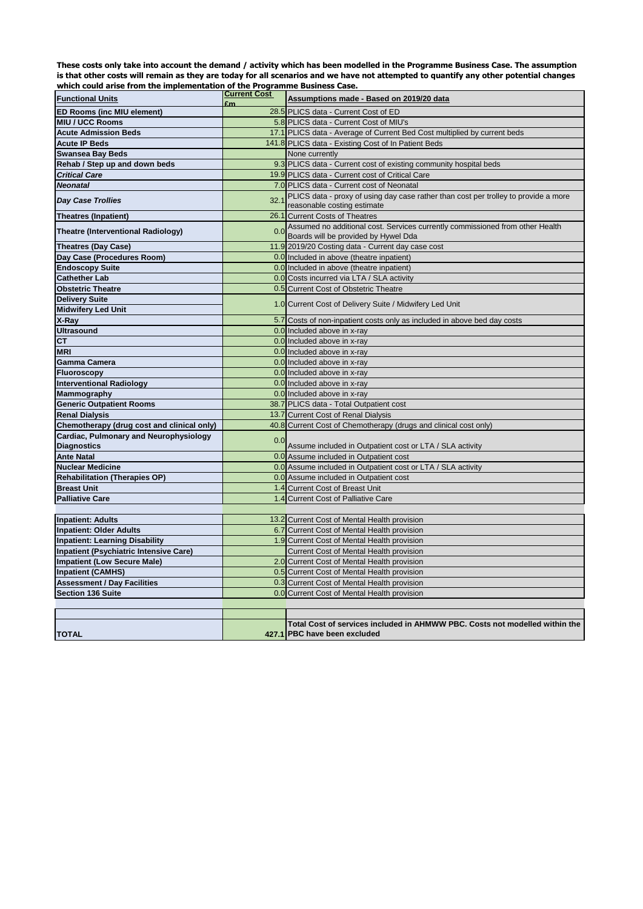**These costs only take into account the demand / activity which has been modelled in the Programme Business Case. The assumption is that other costs will remain as they are today for all scenarios and we have not attempted to quantify any other potential changes which could arise from the implementation of the Programme Business Case.**

| Functional Units | Current Cost £m | Assumptions made - Based on 2019/20 data |
|---|---|---|
| **ED Rooms (inc MIU element)** | 28.5 | PLICS data - Current Cost of ED |
| **MIU / UCC Rooms** | 5.8 | PLICS data - Current Cost of MIU's |
| **Acute Admission Beds** | 17.1 | PLICS data - Average of Current Bed Cost multiplied by current beds |
| **Acute IP Beds** | 141.8 | PLICS data - Existing Cost of In Patient Beds |
| **Swansea Bay Beds** | | None currently |
| **Rehab / Step up and down beds** | 9.3 | PLICS data - Current cost of existing community hospital beds |
| ***Critical Care*** | 19.9 | PLICS data - Current cost of Critical Care |
| ***Neonatal*** | 7.0 | PLICS data - Current cost of Neonatal |
| ***Day Case Trollies*** | 32.1 | PLICS data - proxy of using day case rather than cost per trolley to provide a more reasonable costing estimate |
| **Theatres (Inpatient)** | 26.1 | Current Costs of Theatres |
| **Theatre (Interventional Radiology)** | 0.0 | Assumed no additional cost. Services currently commissioned from other Health Boards will be provided by Hywel Dda |
| **Theatres (Day Case)** | 11.9 | 2019/20 Costing data - Current day case cost |
| **Day Case (Procedures Room)** | 0.0 | Included in above (theatre inpatient) |
| **Endoscopy Suite** | 0.0 | Included in above (theatre inpatient) |
| **Cathether Lab** | 0.0 | Costs incurred via LTA / SLA activity |
| **Obstetric Theatre** | 0.5 | Current Cost of Obstetric Theatre |
| **Delivery Suite** / **Midwifery Led Unit** | 1.0 | Current Cost of Delivery Suite / Midwifery Led Unit |
| **X-Ray** | 5.7 | Costs of non-inpatient costs only as included in above bed day costs |
| **Ultrasound** | 0.0 | Included above in x-ray |
| **CT** | 0.0 | Included above in x-ray |
| **MRI** | 0.0 | Included above in x-ray |
| **Gamma Camera** | 0.0 | Included above in x-ray |
| **Fluoroscopy** | 0.0 | Included above in x-ray |
| **Interventional Radiology** | 0.0 | Included above in x-ray |
| **Mammography** | 0.0 | Included above in x-ray |
| **Generic Outpatient Rooms** | 38.7 | PLICS data - Total Outpatient cost |
| **Renal Dialysis** | 13.7 | Current Cost of Renal Dialysis |
| **Chemotherapy (drug cost and clinical only)** | 40.8 | Current Cost of Chemotherapy (drugs and clinical cost only) |
| **Cardiac, Pulmonary and Neurophysiology Diagnostics** | 0.0 | Assume included in Outpatient cost or LTA / SLA activity |
| **Ante Natal** | 0.0 | Assume included in Outpatient cost |
| **Nuclear Medicine** | 0.0 | Assume included in Outpatient cost or LTA / SLA activity |
| **Rehabilitation (Therapies OP)** | 0.0 | Assume included in Outpatient cost |
| **Breast Unit** | 1.4 | Current Cost of Breast Unit |
| **Palliative Care** | 1.4 | Current Cost of Palliative Care |
| | | |
| **Inpatient: Adults** | 13.2 | Current Cost of Mental Health provision |
| **Inpatient: Older Adults** | 6.7 | Current Cost of Mental Health provision |
| **Inpatient: Learning Disability** | 1.9 | Current Cost of Mental Health provision |
| **Inpatient (Psychiatric Intensive Care)** | | Current Cost of Mental Health provision |
| **Impatient (Low Secure Male)** | 2.0 | Current Cost of Mental Health provision |
| **Inpatient (CAMHS)** | 0.5 | Current Cost of Mental Health provision |
| **Assessment / Day Facilities** | 0.3 | Current Cost of Mental Health provision |
| **Section 136 Suite** | 0.0 | Current Cost of Mental Health provision |
| | | |
| | | |
| **TOTAL** | **427.1** | **Total Cost of services included in AHMWW PBC. Costs not modelled within the PBC have been excluded** |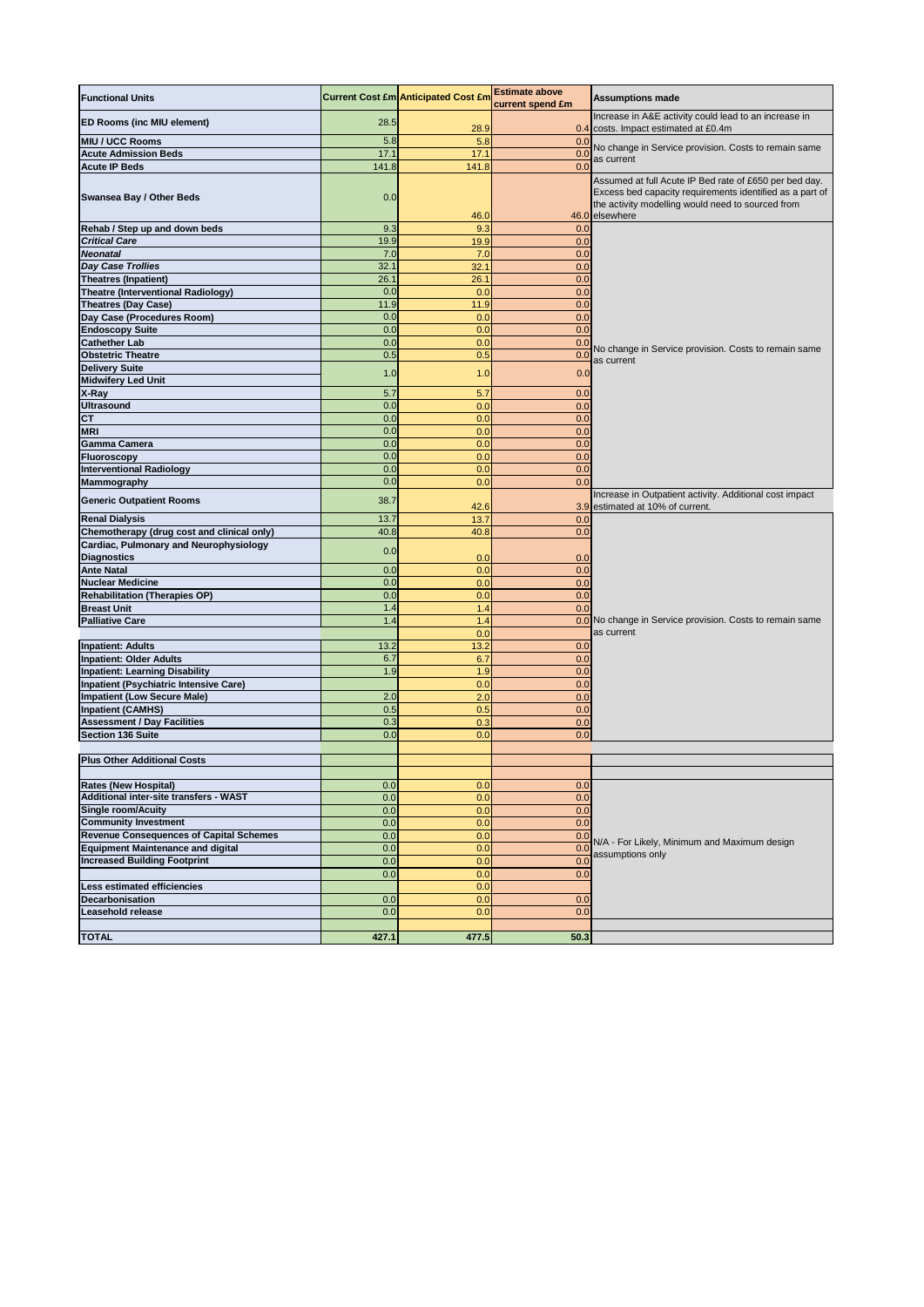| Functional Units | Current Cost £m | Anticipated Cost £m | Estimate above current spend £m | Assumptions made |
|---|---|---|---|---|
| ED Rooms (inc MIU element) | 28.5 | 28.9 | 0.4 | Increase in A&E activity could lead to an increase in costs. Impact estimated at £0.4m |
| MIU / UCC Rooms | 5.8 | 5.8 | 0.0 | No change in Service provision. Costs to remain same as current |
| Acute Admission Beds | 17.1 | 17.1 | 0.0 | |
| Acute IP Beds | 141.8 | 141.8 | 0.0 | |
| Swansea Bay / Other Beds | 0.0 | 46.0 | 46.0 | Assumed at full Acute IP Bed rate of £650 per bed day. Excess bed capacity requirements identified as a part of the activity modelling would need to sourced from elsewhere |
| Rehab / Step up and down beds | 9.3 | 9.3 | 0.0 | No change in Service provision. Costs to remain same as current |
| *Critical Care* | 19.9 | 19.9 | 0.0 | |
| *Neonatal* | 7.0 | 7.0 | 0.0 | |
| *Day Case Trollies* | 32.1 | 32.1 | 0.0 | |
| Theatres (Inpatient) | 26.1 | 26.1 | 0.0 | |
| Theatre (Interventional Radiology) | 0.0 | 0.0 | 0.0 | |
| Theatres (Day Case) | 11.9 | 11.9 | 0.0 | |
| Day Case (Procedures Room) | 0.0 | 0.0 | 0.0 | |
| Endoscopy Suite | 0.0 | 0.0 | 0.0 | |
| Catheter Lab | 0.0 | 0.0 | 0.0 | |
| Obstetric Theatre | 0.5 | 0.5 | 0.0 | |
| Delivery Suite<br>Midwifery Led Unit | 1.0 | 1.0 | 0.0 | |
| X-Ray | 5.7 | 5.7 | 0.0 | |
| Ultrasound | 0.0 | 0.0 | 0.0 | |
| CT | 0.0 | 0.0 | 0.0 | |
| MRI | 0.0 | 0.0 | 0.0 | |
| Gamma Camera | 0.0 | 0.0 | 0.0 | |
| Fluoroscopy | 0.0 | 0.0 | 0.0 | |
| Interventional Radiology | 0.0 | 0.0 | 0.0 | |
| Mammography | 0.0 | 0.0 | 0.0 | |
| Generic Outpatient Rooms | 38.7 | 42.6 | 3.9 | Increase in Outpatient activity. Additional cost impact estimated at 10% of current. |
| Renal Dialysis | 13.7 | 13.7 | 0.0 | No change in Service provision. Costs to remain same as current |
| Chemotherapy (drug cost and clinical only) | 40.8 | 40.8 | 0.0 | |
| Cardiac, Pulmonary and Neurophysiology Diagnostics | 0.0 | 0.0 | 0.0 | |
| Ante Natal | 0.0 | 0.0 | 0.0 | |
| Nuclear Medicine | 0.0 | 0.0 | 0.0 | |
| Rehabilitation (Therapies OP) | 0.0 | 0.0 | 0.0 | |
| Breast Unit | 1.4 | 1.4 | 0.0 | |
| Palliative Care | 1.4 | 1.4 | 0.0 | |
| | | 0.0 | | |
| Inpatient: Adults | 13.2 | 13.2 | 0.0 | |
| Inpatient: Older Adults | 6.7 | 6.7 | 0.0 | |
| Inpatient: Learning Disability | 1.9 | 1.9 | 0.0 | |
| Inpatient (Psychiatric Intensive Care) | | 0.0 | 0.0 | |
| Impatient (Low Secure Male) | 2.0 | 2.0 | 0.0 | |
| Inpatient (CAMHS) | 0.5 | 0.5 | 0.0 | |
| Assessment / Day Facilities | 0.3 | 0.3 | 0.0 | |
| Section 136 Suite | 0.0 | 0.0 | 0.0 | |
| | | | | |
| Plus Other Additional Costs | | | | |
| | | | | |
| Rates (New Hospital) | 0.0 | 0.0 | 0.0 | N/A - For Likely, Minimum and Maximum design assumptions only |
| Additional inter-site transfers - WAST | 0.0 | 0.0 | 0.0 | |
| Single room/Acuity | 0.0 | 0.0 | 0.0 | |
| Community Investment | 0.0 | 0.0 | 0.0 | |
| Revenue Consequences of Capital Schemes | 0.0 | 0.0 | 0.0 | |
| Equipment Maintenance and digital | 0.0 | 0.0 | 0.0 | |
| Increased Building Footprint | 0.0 | 0.0 | 0.0 | |
| | 0.0 | 0.0 | 0.0 | |
| Less estimated efficiencies | | 0.0 | | |
| Decarbonisation | 0.0 | 0.0 | 0.0 | |
| Leasehold release | 0.0 | 0.0 | 0.0 | |
| | | | | |
| **TOTAL** | **427.1** | **477.5** | **50.3** | |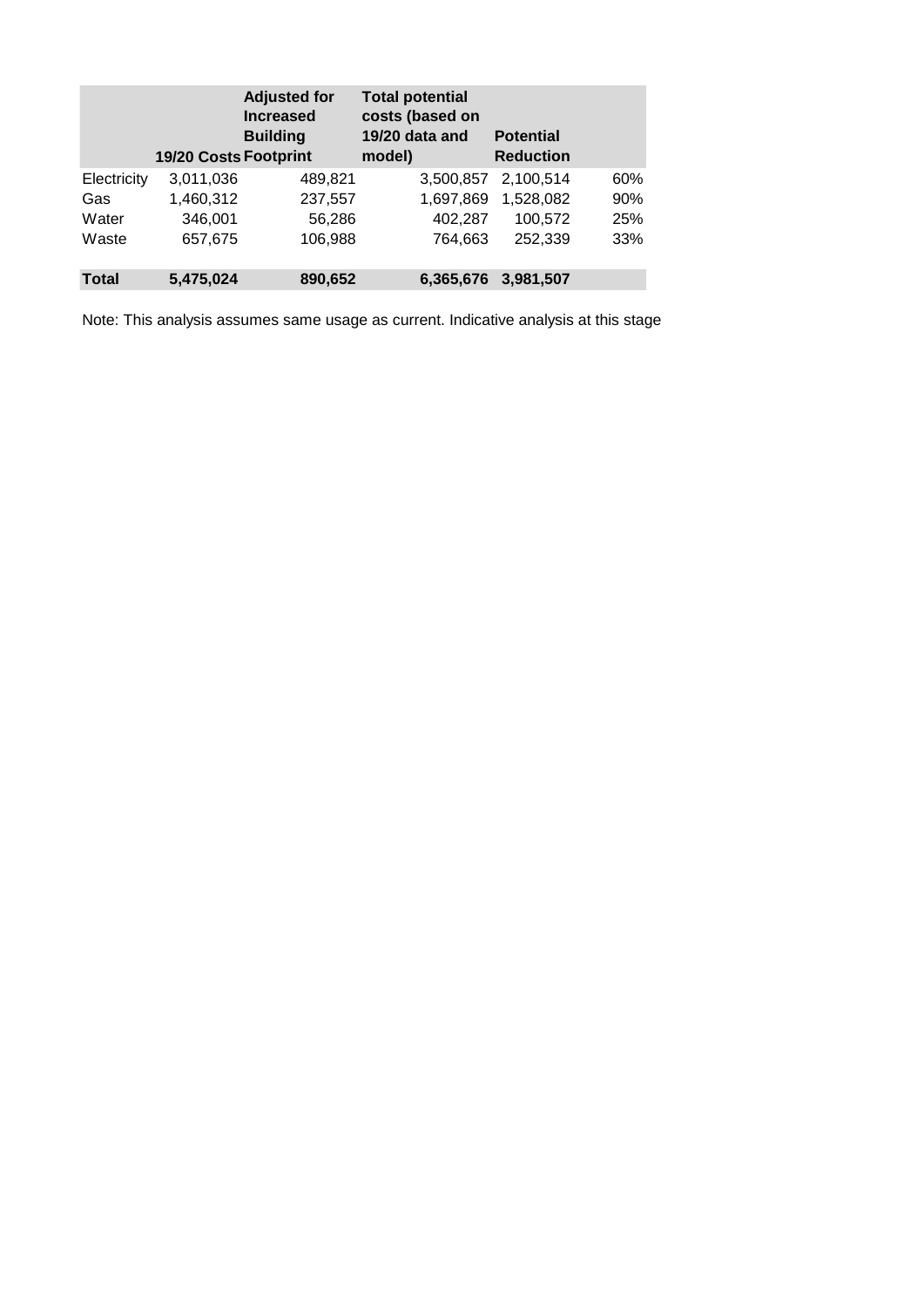|  | 19/20 Costs | Adjusted for Increased Building Footprint | Total potential costs (based on 19/20 data and model) | Potential Reduction |  |
|---|---|---|---|---|---|
| Electricity | 3,011,036 | 489,821 | 3,500,857 | 2,100,514 | 60% |
| Gas | 1,460,312 | 237,557 | 1,697,869 | 1,528,082 | 90% |
| Water | 346,001 | 56,286 | 402,287 | 100,572 | 25% |
| Waste | 657,675 | 106,988 | 764,663 | 252,339 | 33% |
|  |  |  |  |  |  |
| **Total** | **5,475,024** | **890,652** | **6,365,676** | **3,981,507** |  |

Note: This analysis assumes same usage as current. Indicative analysis at this stage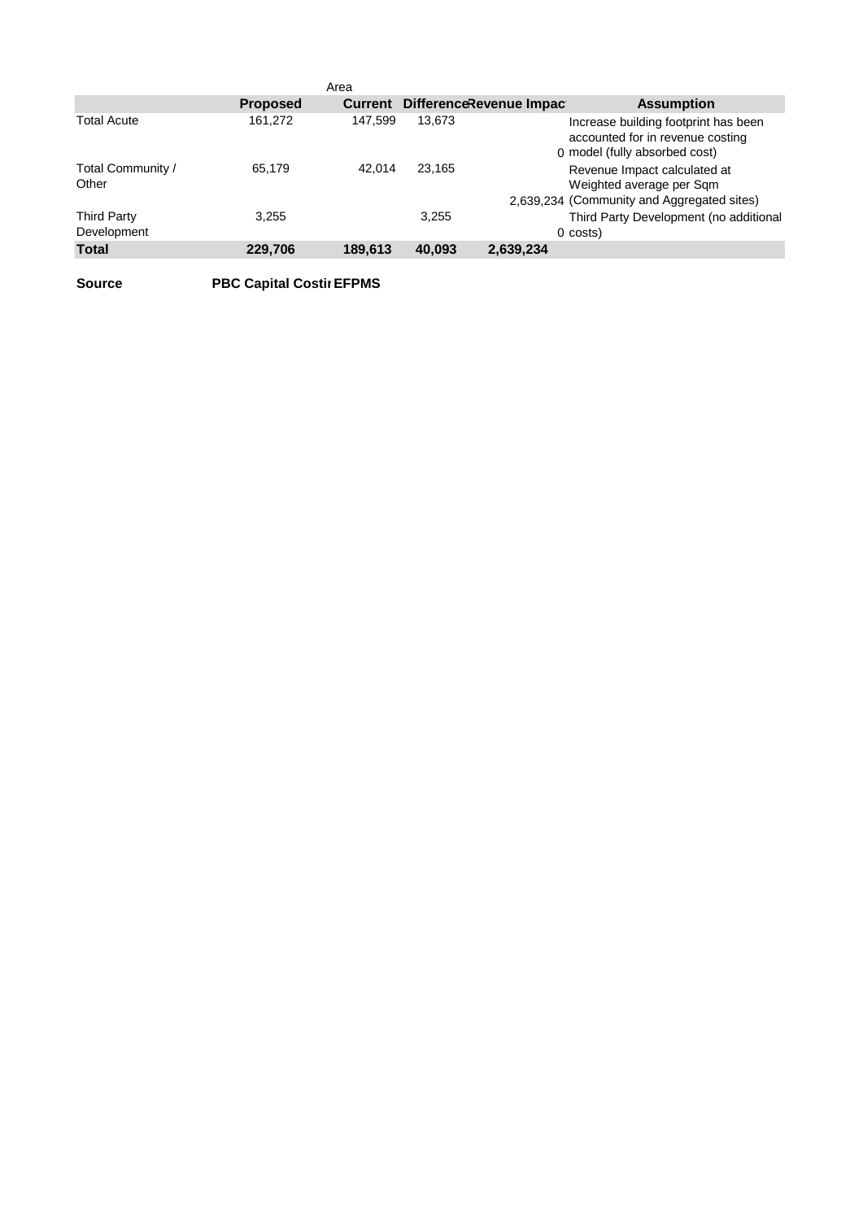| | Area | | | | |
|---|---|---|---|---|---|
| | **Proposed** | **Current** | **Difference** | **Revenue Impact** | **Assumption** |
| Total Acute | 161,272 | 147,599 | 13,673 | 0 | Increase building footprint has been accounted for in revenue costing model (fully absorbed cost) |
| Total Community / Other | 65,179 | 42,014 | 23,165 | 2,639,234 | Revenue Impact calculated at Weighted average per Sqm (Community and Aggregated sites) |
| Third Party Development | 3,255 | | 3,255 | 0 | Third Party Development (no additional costs) |
| **Total** | **229,706** | **189,613** | **40,093** | **2,639,234** | |

**Source** **PBC Capital Costir EFPMS**